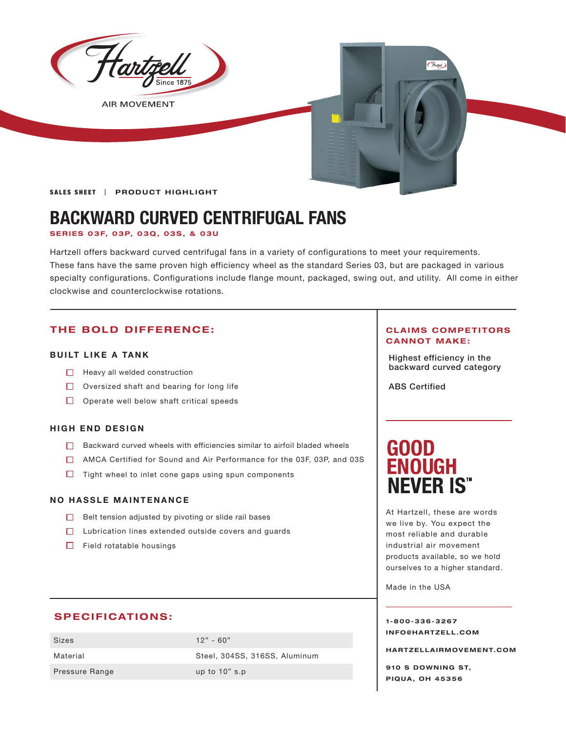Hartzell Since 1875

AIR MOVEMENT

**SALES SHEET** | **PRODUCT HIGHLIGHT**

# BACKWARD CURVED CENTRIFUGAL FANS

**SERIES 03F, 03P, 03Q, 03S, & 03U**

Hartzell offers backward curved centrifugal fans in a variety of configurations to meet your requirements. These fans have the same proven high efficiency wheel as the standard Series 03, but are packaged in various specialty configurations. Configurations include flange mount, packaged, swing out, and utility. All come in either clockwise and counterclockwise rotations.

## THE BOLD DIFFERENCE:

### BUILT LIKE A TANK

- ☐ Heavy all welded construction
- ☐ Oversized shaft and bearing for long life
- ☐ Operate well below shaft critical speeds

### HIGH END DESIGN

- ☐ Backward curved wheels with efficiencies similar to airfoil bladed wheels
- ☐ AMCA Certified for Sound and Air Performance for the 03F, 03P, and 03S
- ☐ Tight wheel to inlet cone gaps using spun components

### NO HASSLE MAINTENANCE

- ☐ Belt tension adjusted by pivoting or slide rail bases
- ☐ Lubrication lines extended outside covers and guards
- ☐ Field rotatable housings

## SPECIFICATIONS:

| | |
|---|---|
| Sizes | 12" - 60" |
| Material | Steel, 304SS, 316SS, Aluminum |
| Pressure Range | up to 10" s.p |

## CLAIMS COMPETITORS CANNOT MAKE:

Highest efficiency in the backward curved category

ABS Certified

## GOOD ENOUGH NEVER IS™

At Hartzell, these are words we live by. You expect the most reliable and durable industrial air movement products available, so we hold ourselves to a higher standard.

Made in the USA

**1-800-336-3267**
**INFO@HARTZELL.COM**

**HARTZELLAIRMOVEMENT.COM**

**910 S DOWNING ST,**
**PIQUA, OH 45356**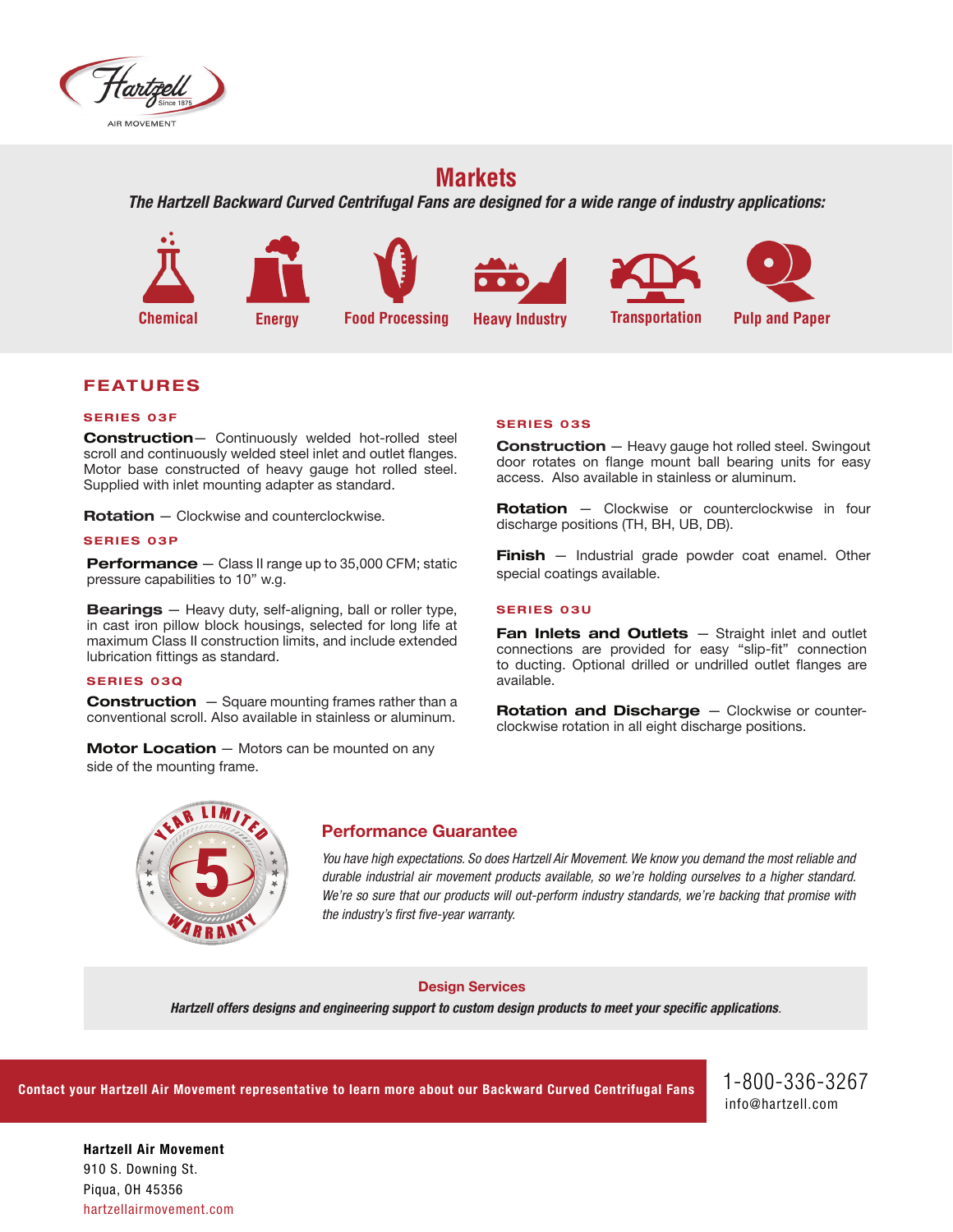Hartzell
Since 1875
AIR MOVEMENT

## Markets

***The Hartzell Backward Curved Centrifugal Fans are designed for a wide range of industry applications:***

Chemical
Energy
Food Processing
Heavy Industry
Transportation
Pulp and Paper

## FEATURES

### SERIES 03F

**Construction**— Continuously welded hot-rolled steel scroll and continuously welded steel inlet and outlet flanges. Motor base constructed of heavy gauge hot rolled steel. Supplied with inlet mounting adapter as standard.

**Rotation** — Clockwise and counterclockwise.

### SERIES 03P

**Performance** — Class II range up to 35,000 CFM; static pressure capabilities to 10" w.g.

**Bearings** — Heavy duty, self-aligning, ball or roller type, in cast iron pillow block housings, selected for long life at maximum Class II construction limits, and include extended lubrication fittings as standard.

### SERIES 03Q

**Construction** — Square mounting frames rather than a conventional scroll. Also available in stainless or aluminum.

**Motor Location** — Motors can be mounted on any side of the mounting frame.

### SERIES 03S

**Construction** — Heavy gauge hot rolled steel. Swingout door rotates on flange mount ball bearing units for easy access. Also available in stainless or aluminum.

**Rotation** — Clockwise or counterclockwise in four discharge positions (TH, BH, UB, DB).

**Finish** — Industrial grade powder coat enamel. Other special coatings available.

### SERIES 03U

**Fan Inlets and Outlets** — Straight inlet and outlet connections are provided for easy "slip-fit" connection to ducting. Optional drilled or undrilled outlet flanges are available.

**Rotation and Discharge** — Clockwise or counter-clockwise rotation in all eight discharge positions.

5 YEAR LIMITED WARRANTY

### Performance Guarantee

*You have high expectations. So does Hartzell Air Movement. We know you demand the most reliable and durable industrial air movement products available, so we're holding ourselves to a higher standard. We're so sure that our products will out-perform industry standards, we're backing that promise with the industry's first five-year warranty.*

### Design Services

***Hartzell offers designs and engineering support to custom design products to meet your specific applications.***

**Contact your Hartzell Air Movement representative to learn more about our Backward Curved Centrifugal Fans**

1-800-336-3267
info@hartzell.com

**Hartzell Air Movement**
910 S. Downing St.
Piqua, OH 45356
hartzellairmovement.com